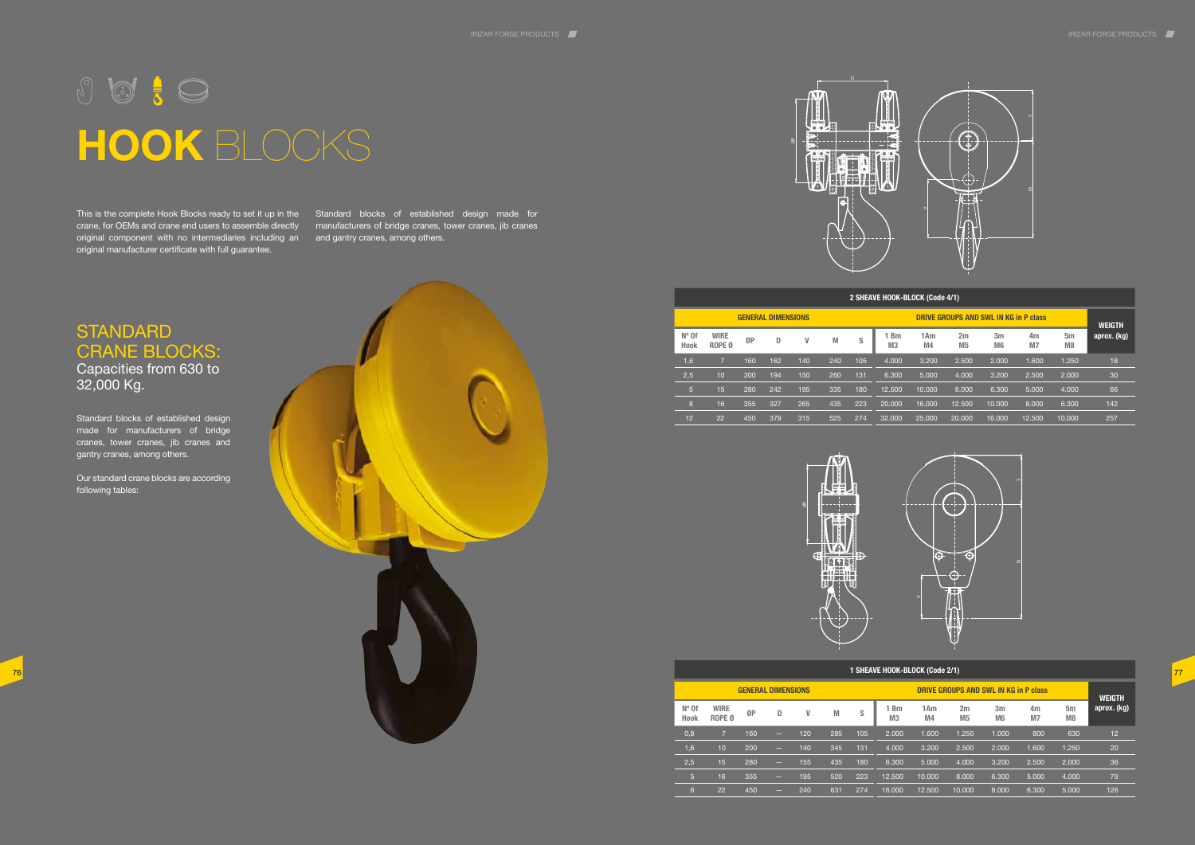# **HOOK** BLOCKS

This is the complete Hook Blocks ready to set it up in the crane, for OEMs and crane end users to assemble directly original component with no intermediaries including an original manufacturer certificate with full guarantee.

Standard blocks of established design made for manufacturers of bridge cranes, tower cranes, jib cranes and gantry cranes, among others.

## STANDARD CRANE BLOCKS:

Capacities from 630 to 32,000 Kg.

Standard blocks of established design made for manufacturers of bridge cranes, tower cranes, jib cranes and gantry cranes, among others.

Our standard crane blocks are according following tables:

**2 SHEAVE HOOK-BLOCK (Code 4/1)**

| GENERAL DIMENSIONS | | | | | | | DRIVE GROUPS AND SWL IN KG in P class | | | | | | WEIGTH aprox. (kg) |
|---|---|---|---|---|---|---|---|---|---|---|---|---|---|
| Nº Of Hook | WIRE ROPE Ø | ØP | D | V | M | S | 1 Bm M3 | 1Am M4 | 2m M5 | 3m M6 | 4m M7 | 5m M8 | |
| 1,6 | 7 | 160 | 162 | 140 | 240 | 105 | 4.000 | 3.200 | 2.500 | 2.000 | 1.600 | 1.250 | 18 |
| 2,5 | 10 | 200 | 194 | 150 | 260 | 131 | 6.300 | 5.000 | 4.000 | 3.200 | 2.500 | 2.000 | 30 |
| 5 | 15 | 280 | 242 | 195 | 335 | 180 | 12.500 | 10.000 | 8.000 | 6.300 | 5.000 | 4.000 | 66 |
| 8 | 16 | 355 | 327 | 265 | 435 | 223 | 20.000 | 16.000 | 12.500 | 10.000 | 8.000 | 6.300 | 142 |
| 12 | 22 | 450 | 379 | 315 | 525 | 274 | 32.000 | 25.000 | 20.000 | 16.000 | 12.500 | 10.000 | 257 |

**1 SHEAVE HOOK-BLOCK (Code 2/1)**

| GENERAL DIMENSIONS | | | | | | | DRIVE GROUPS AND SWL IN KG in P class | | | | | | WEIGTH aprox. (kg) |
|---|---|---|---|---|---|---|---|---|---|---|---|---|---|
| Nº Of Hook | WIRE ROPE Ø | ØP | D | V | M | S | 1 Bm M3 | 1Am M4 | 2m M5 | 3m M6 | 4m M7 | 5m M8 | |
| 0,8 | 7 | 160 | — | 120 | 285 | 105 | 2.000 | 1.600 | 1.250 | 1.000 | 800 | 630 | 12 |
| 1,6 | 10 | 200 | — | 140 | 345 | 131 | 4.000 | 3.200 | 2.500 | 2.000 | 1.600 | 1.250 | 20 |
| 2,5 | 15 | 280 | — | 155 | 435 | 180 | 6.300 | 5.000 | 4.000 | 3.200 | 2.500 | 2.000 | 36 |
| 5 | 16 | 355 | — | 195 | 520 | 223 | 12.500 | 10.000 | 8.000 | 6.300 | 5.000 | 4.000 | 79 |
| 6 | 22 | 450 | — | 240 | 631 | 274 | 16.000 | 12.500 | 10.000 | 8.000 | 6.300 | 5.000 | 126 |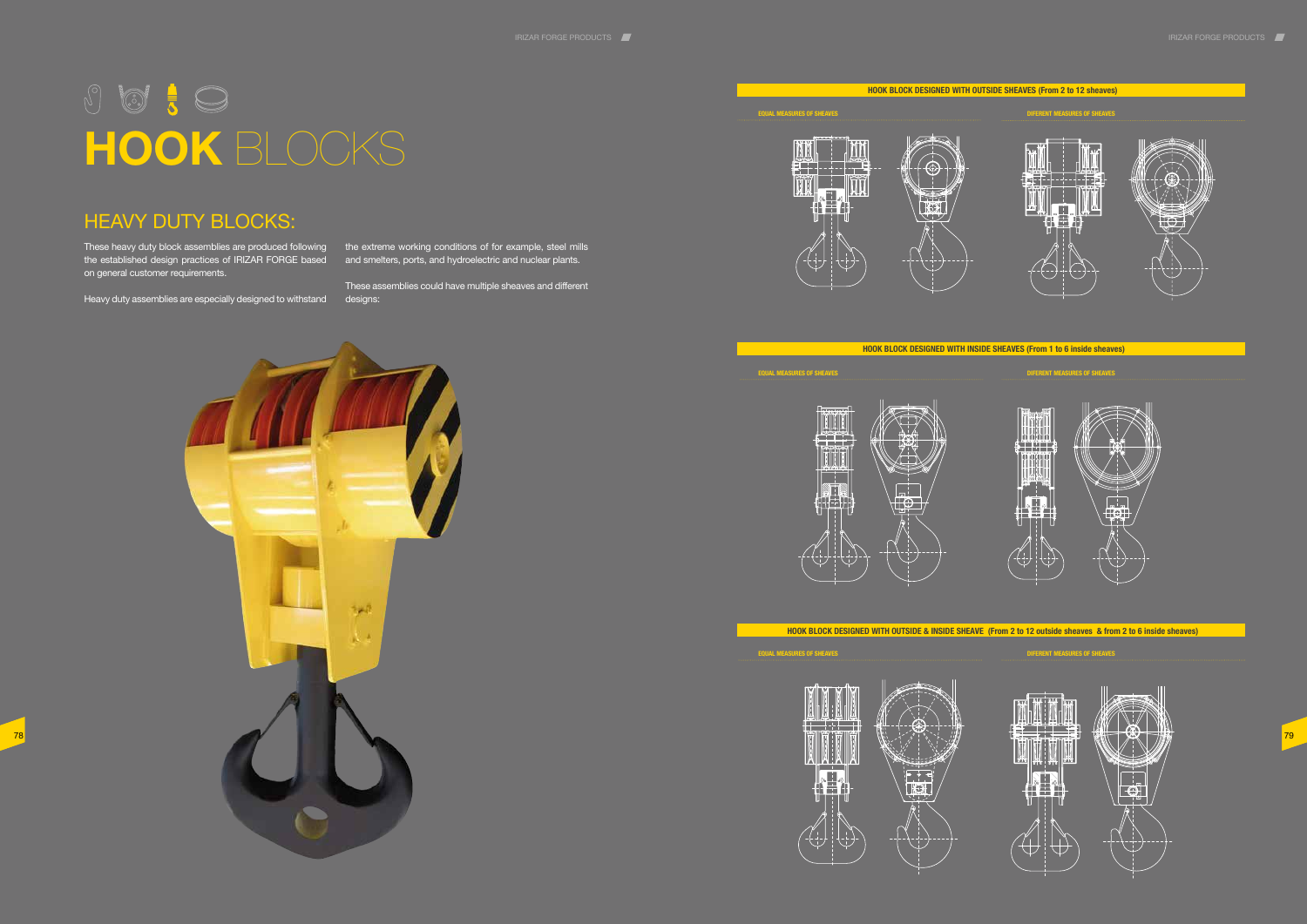# HOOK BLOCKS

## HEAVY DUTY BLOCKS:

These heavy duty block assemblies are produced following the established design practices of IRIZAR FORGE based on general customer requirements.

Heavy duty assemblies are especially designed to withstand the extreme working conditions of for example, steel mills and smelters, ports, and hydroelectric and nuclear plants.

These assemblies could have multiple sheaves and different designs:

### HOOK BLOCK DESIGNED WITH OUTSIDE SHEAVES (From 2 to 12 sheaves)

EQUAL MEASURES OF SHEAVES

DIFERENT MEASURES OF SHEAVES

### HOOK BLOCK DESIGNED WITH INSIDE SHEAVES (From 1 to 6 inside sheaves)

EQUAL MEASURES OF SHEAVES

DIFERENT MEASURES OF SHEAVES

### HOOK BLOCK DESIGNED WITH OUTSIDE & INSIDE SHEAVE (From 2 to 12 outside sheaves & from 2 to 6 inside sheaves)

EQUAL MEASURES OF SHEAVES

DIFERENT MEASURES OF SHEAVES